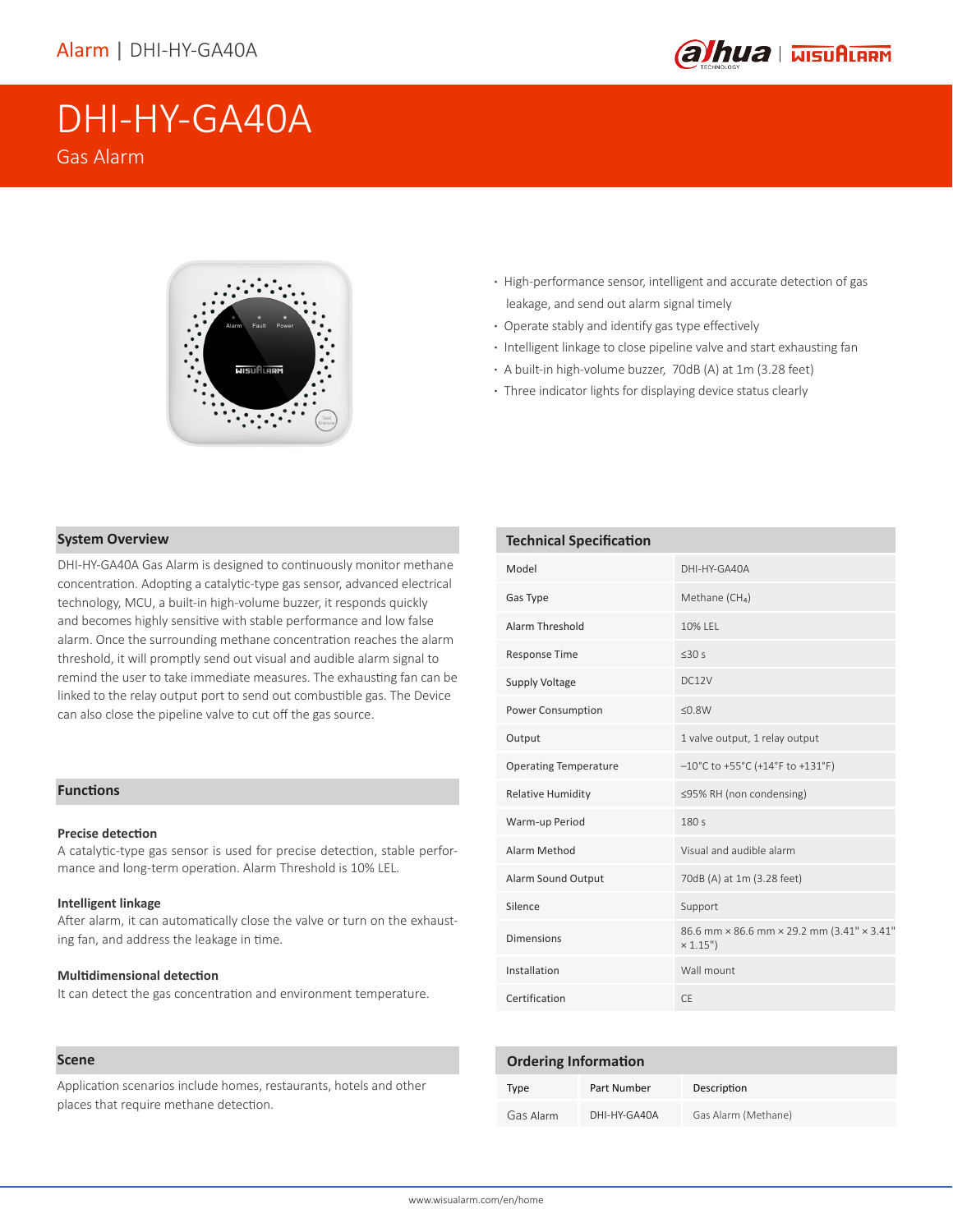# DHI-HY-GA40A

Gas Alarm

- High-performance sensor, intelligent and accurate detection of gas leakage, and send out alarm signal timely
- Operate stably and identify gas type effectively
- Intelligent linkage to close pipeline valve and start exhausting fan
- A built-in high-volume buzzer, 70dB (A) at 1m (3.28 feet)
- Three indicator lights for displaying device status clearly

## System Overview

DHI-HY-GA40A Gas Alarm is designed to continuously monitor methane concentration. Adopting a catalytic-type gas sensor, advanced electrical technology, MCU, a built-in high-volume buzzer, it responds quickly and becomes highly sensitive with stable performance and low false alarm. Once the surrounding methane concentration reaches the alarm threshold, it will promptly send out visual and audible alarm signal to remind the user to take immediate measures. The exhausting fan can be linked to the relay output port to send out combustible gas. The Device can also close the pipeline valve to cut off the gas source.

## Functions

### Precise detection

A catalytic-type gas sensor is used for precise detection, stable performance and long-term operation. Alarm Threshold is 10% LEL.

### Intelligent linkage

After alarm, it can automatically close the valve or turn on the exhausting fan, and address the leakage in time.

### Multidimensional detection

It can detect the gas concentration and environment temperature.

## Scene

Application scenarios include homes, restaurants, hotels and other places that require methane detection.

## Technical Specification

| | |
|---|---|
| Model | DHI-HY-GA40A |
| Gas Type | Methane ($CH_4$) |
| Alarm Threshold | 10% LEL |
| Response Time | ≤30 s |
| Supply Voltage | DC12V |
| Power Consumption | ≤0.8W |
| Output | 1 valve output, 1 relay output |
| Operating Temperature | –10°C to +55°C (+14°F to +131°F) |
| Relative Humidity | ≤95% RH (non condensing) |
| Warm-up Period | 180 s |
| Alarm Method | Visual and audible alarm |
| Alarm Sound Output | 70dB (A) at 1m (3.28 feet) |
| Silence | Support |
| Dimensions | 86.6 mm × 86.6 mm × 29.2 mm (3.41" × 3.41" × 1.15") |
| Installation | Wall mount |
| Certification | CE |

## Ordering Information

| Type | Part Number | Description |
|---|---|---|
| Gas Alarm | DHI-HY-GA40A | Gas Alarm (Methane) |

www.wisualarm.com/en/home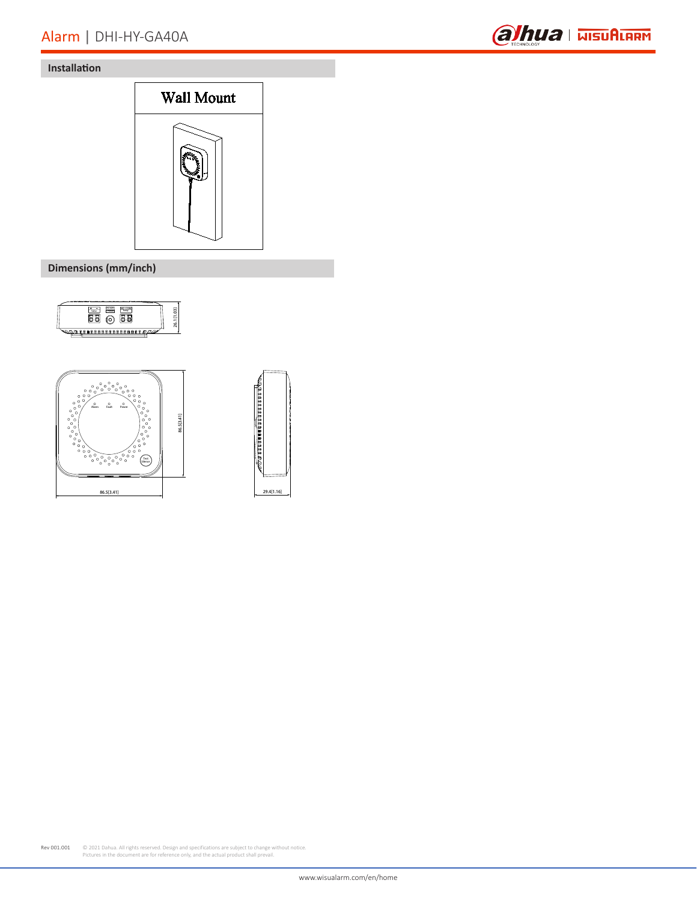## Installation

Wall Mount

## Dimensions (mm/inch)

26.1[1.03]

86.5[3.41]

86.5[3.41]

29.4[1.16]

Rev 001.001 © 2021 Dahua. All rights reserved. Design and specifications are subject to change without notice.
Pictures in the document are for reference only, and the actual product shall prevail.

www.wisualarm.com/en/home